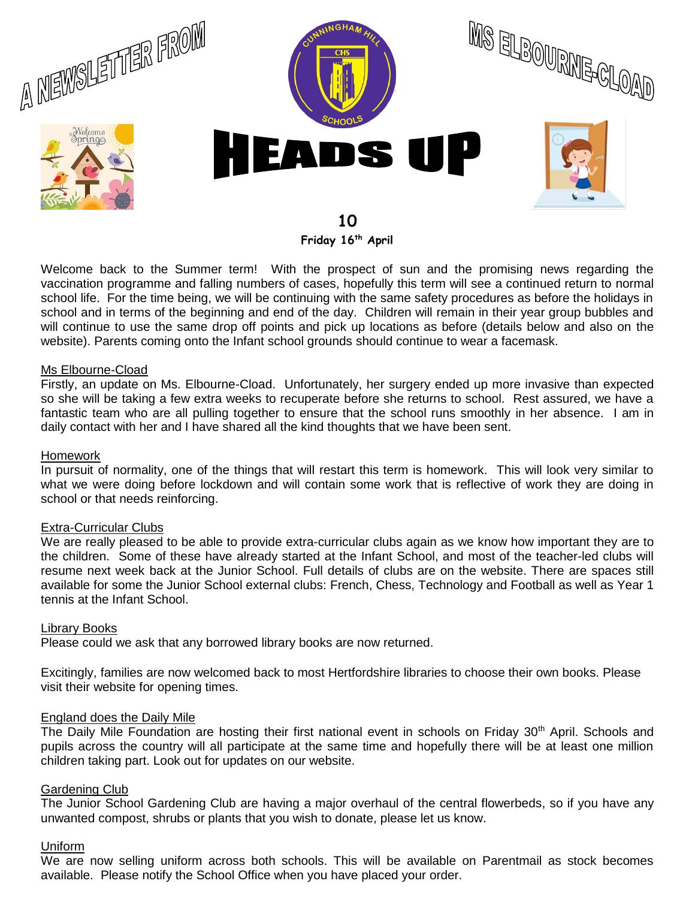# A NEWSLETTER FROM MS ELBOURNE-CLOAD

# HEADS UP

**10**

**Friday 16th April**

Welcome back to the Summer term! With the prospect of sun and the promising news regarding the vaccination programme and falling numbers of cases, hopefully this term will see a continued return to normal school life. For the time being, we will be continuing with the same safety procedures as before the holidays in school and in terms of the beginning and end of the day. Children will remain in their year group bubbles and will continue to use the same drop off points and pick up locations as before (details below and also on the website). Parents coming onto the Infant school grounds should continue to wear a facemask.

## Ms Elbourne-Cload

Firstly, an update on Ms. Elbourne-Cload. Unfortunately, her surgery ended up more invasive than expected so she will be taking a few extra weeks to recuperate before she returns to school. Rest assured, we have a fantastic team who are all pulling together to ensure that the school runs smoothly in her absence. I am in daily contact with her and I have shared all the kind thoughts that we have been sent.

## Homework

In pursuit of normality, one of the things that will restart this term is homework. This will look very similar to what we were doing before lockdown and will contain some work that is reflective of work they are doing in school or that needs reinforcing.

## Extra-Curricular Clubs

We are really pleased to be able to provide extra-curricular clubs again as we know how important they are to the children. Some of these have already started at the Infant School, and most of the teacher-led clubs will resume next week back at the Junior School. Full details of clubs are on the website. There are spaces still available for some the Junior School external clubs: French, Chess, Technology and Football as well as Year 1 tennis at the Infant School.

## Library Books

Please could we ask that any borrowed library books are now returned.

Excitingly, families are now welcomed back to most Hertfordshire libraries to choose their own books. Please visit their website for opening times.

## England does the Daily Mile

The Daily Mile Foundation are hosting their first national event in schools on Friday 30th April. Schools and pupils across the country will all participate at the same time and hopefully there will be at least one million children taking part. Look out for updates on our website.

## Gardening Club

The Junior School Gardening Club are having a major overhaul of the central flowerbeds, so if you have any unwanted compost, shrubs or plants that you wish to donate, please let us know.

## Uniform

We are now selling uniform across both schools. This will be available on Parentmail as stock becomes available. Please notify the School Office when you have placed your order.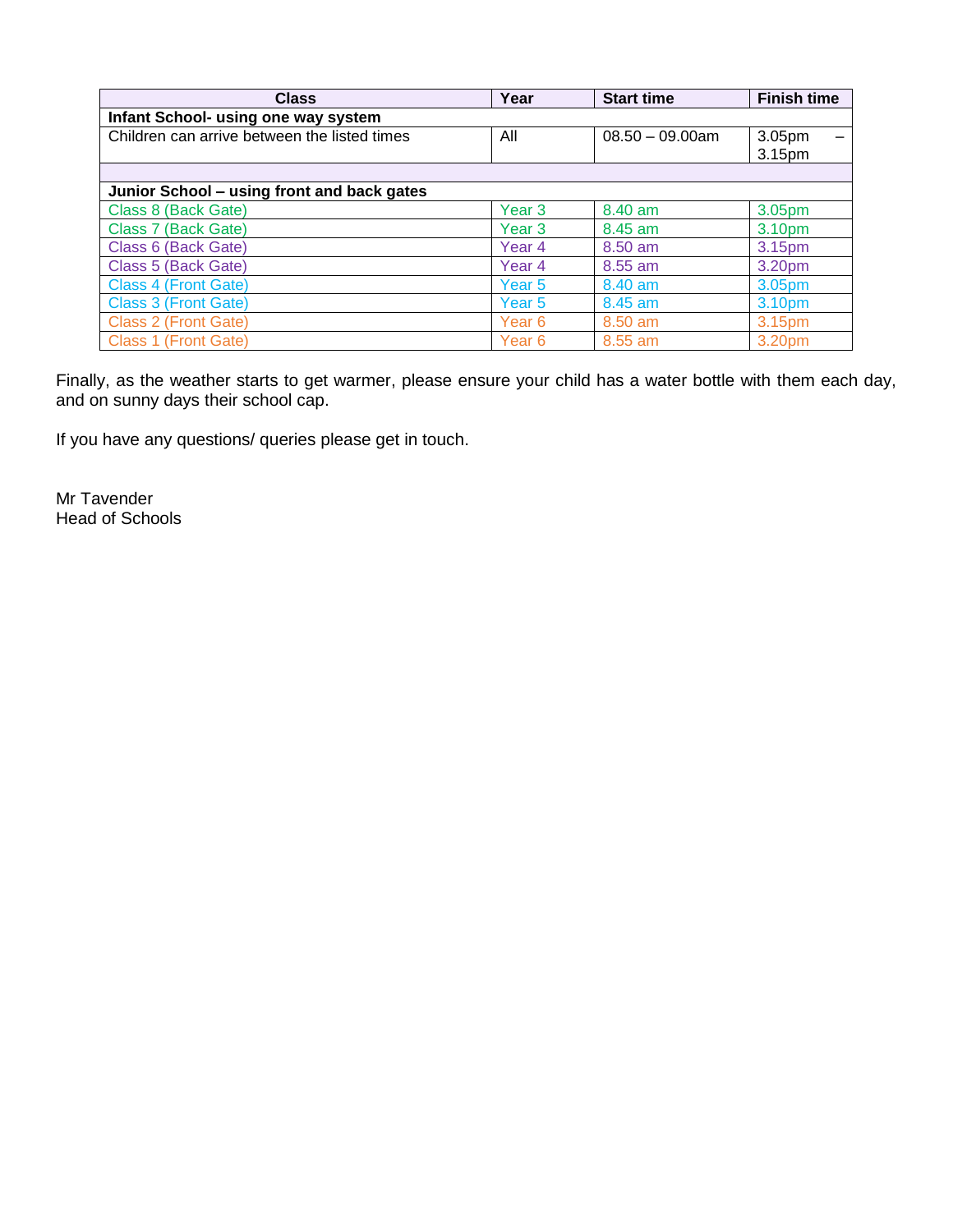| Class | Year | Start time | Finish time |
|---|---|---|---|
| **Infant School- using one way system** | | | |
| Children can arrive between the listed times | All | 08.50 – 09.00am | 3.05pm – 3.15pm |
| | | | |
| **Junior School – using front and back gates** | | | |
| Class 8 (Back Gate) | Year 3 | 8.40 am | 3.05pm |
| Class 7 (Back Gate) | Year 3 | 8.45 am | 3.10pm |
| Class 6 (Back Gate) | Year 4 | 8.50 am | 3.15pm |
| Class 5 (Back Gate) | Year 4 | 8.55 am | 3.20pm |
| Class 4 (Front Gate) | Year 5 | 8.40 am | 3.05pm |
| Class 3 (Front Gate) | Year 5 | 8.45 am | 3.10pm |
| Class 2 (Front Gate) | Year 6 | 8.50 am | 3.15pm |
| Class 1 (Front Gate) | Year 6 | 8.55 am | 3.20pm |

Finally, as the weather starts to get warmer, please ensure your child has a water bottle with them each day, and on sunny days their school cap.

If you have any questions/ queries please get in touch.

Mr Tavender
Head of Schools